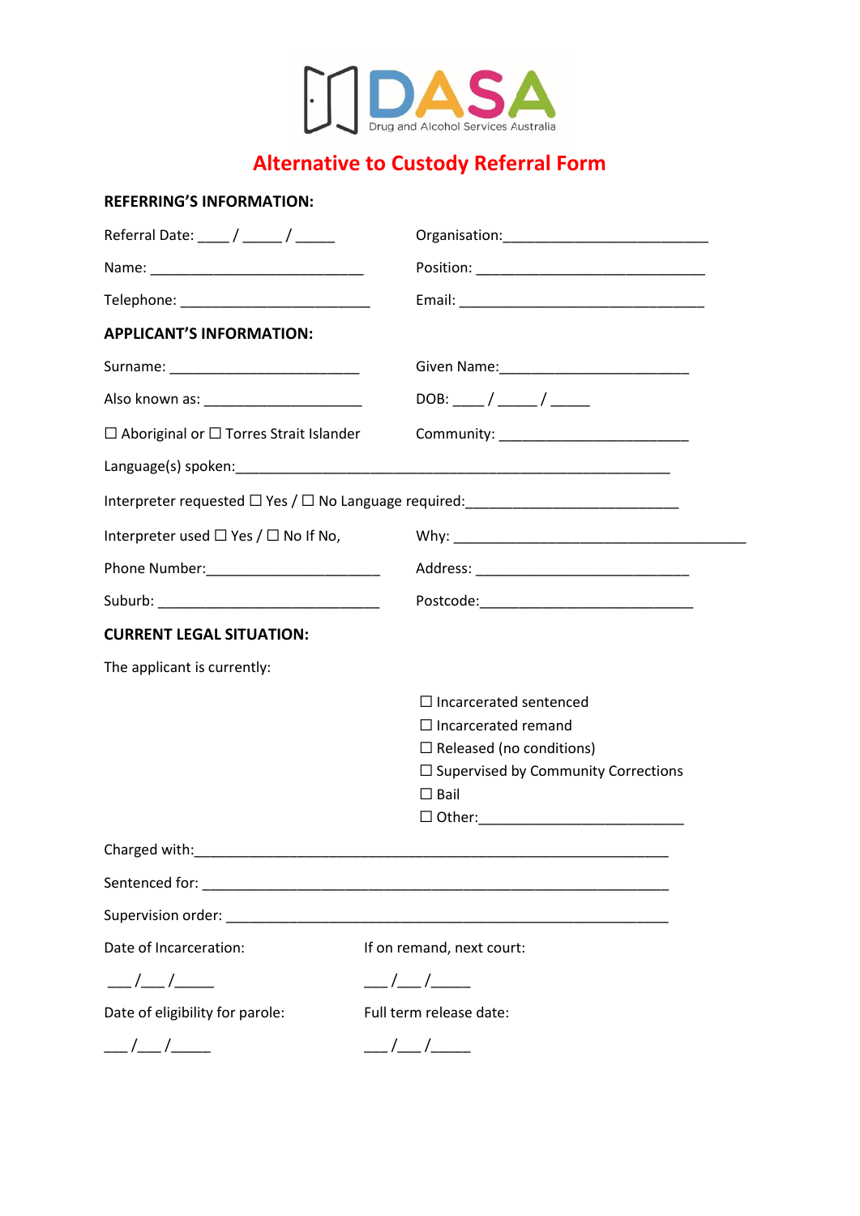DASA
Drug and Alcohol Services Australia

# Alternative to Custody Referral Form

## REFERRING'S INFORMATION:

Referral Date: ____ / _____ / _____

Organisation:__________________________

Name: ___________________________

Position: _____________________________

Telephone: ________________________

Email: _______________________________

## APPLICANT'S INFORMATION:

Surname: ________________________

Given Name:________________________

Also known as: ____________________

DOB: ____ / _____ / _____

☐ Aboriginal or ☐ Torres Strait Islander

Community: ________________________

Language(s) spoken:___________________________________________________________

Interpreter requested ☐ Yes / ☐ No Language required:___________________________

Interpreter used ☐ Yes / ☐ No If No,

Why: _____________________________________

Phone Number:______________________

Address: ___________________________

Suburb: ___________________________

Postcode:___________________________

## CURRENT LEGAL SITUATION:

The applicant is currently:

☐ Incarcerated sentenced
☐ Incarcerated remand
☐ Released (no conditions)
☐ Supervised by Community Corrections
☐ Bail
☐ Other:__________________________

Charged with:____________________________________________________________

Sentenced for: ____________________________________________________________

Supervision order: _________________________________________________________

Date of Incarceration:

___/___/_____

If on remand, next court:

___/___/_____

Date of eligibility for parole:

___/___/_____

Full term release date:

___/___/_____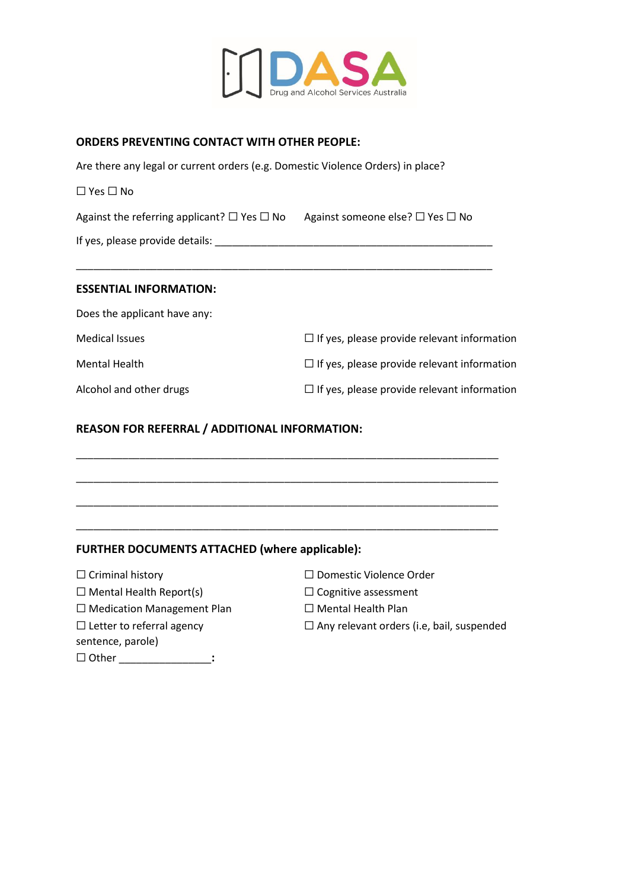**ORDERS PREVENTING CONTACT WITH OTHER PEOPLE:**

Are there any legal or current orders (e.g. Domestic Violence Orders) in place?

☐ Yes ☐ No

Against the referring applicant? ☐ Yes ☐ No    Against someone else? ☐ Yes ☐ No

If yes, please provide details: ___________________________________________________

___________________________________________________________________________

**ESSENTIAL INFORMATION:**

Does the applicant have any:

Medical Issues ☐ If yes, please provide relevant information

Mental Health ☐ If yes, please provide relevant information

Alcohol and other drugs ☐ If yes, please provide relevant information

**REASON FOR REFERRAL / ADDITIONAL INFORMATION:**

___________________________________________________________________________

___________________________________________________________________________

___________________________________________________________________________

___________________________________________________________________________

**FURTHER DOCUMENTS ATTACHED (where applicable):**

☐ Criminal history

☐ Mental Health Report(s)

☐ Medication Management Plan

☐ Letter to referral agency

☐ Domestic Violence Order

☐ Cognitive assessment

☐ Mental Health Plan

☐ Any relevant orders (i.e, bail, suspended sentence, parole)

☐ Other ________________: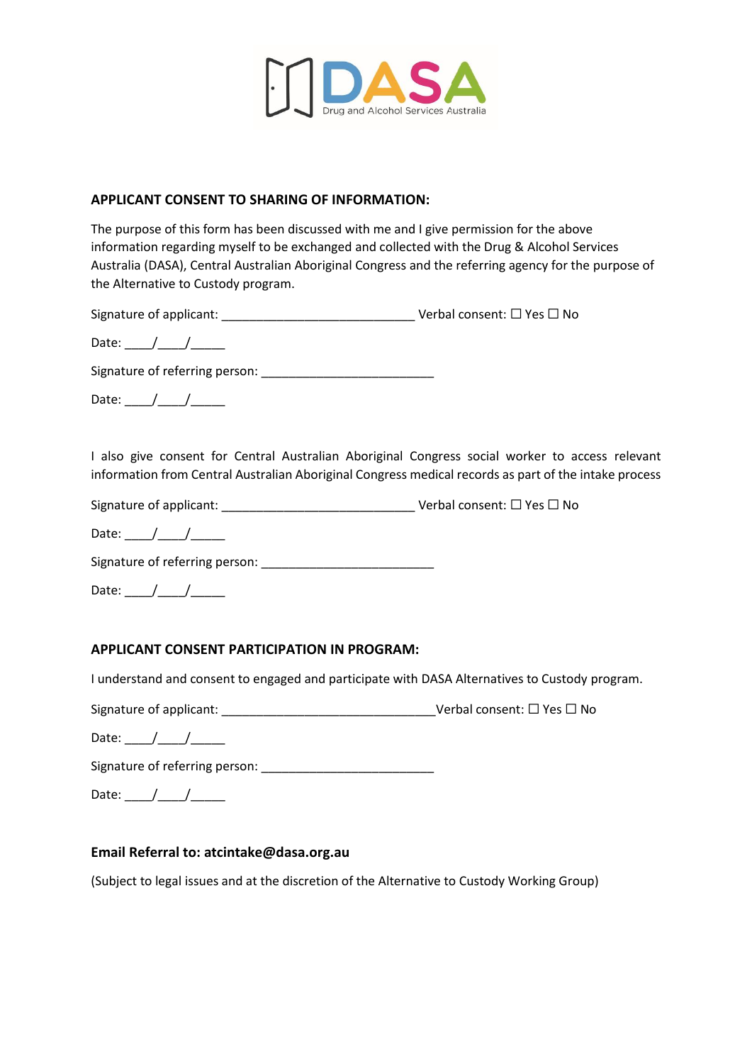DASA
Drug and Alcohol Services Australia

**APPLICANT CONSENT TO SHARING OF INFORMATION:**

The purpose of this form has been discussed with me and I give permission for the above information regarding myself to be exchanged and collected with the Drug & Alcohol Services Australia (DASA), Central Australian Aboriginal Congress and the referring agency for the purpose of the Alternative to Custody program.

Signature of applicant: ____________________________ Verbal consent: ☐ Yes ☐ No

Date: ____/____/_____

Signature of referring person: _________________________

Date: ____/____/_____

I also give consent for Central Australian Aboriginal Congress social worker to access relevant information from Central Australian Aboriginal Congress medical records as part of the intake process

Signature of applicant: ____________________________ Verbal consent: ☐ Yes ☐ No

Date: ____/____/_____

Signature of referring person: _________________________

Date: ____/____/_____

**APPLICANT CONSENT PARTICIPATION IN PROGRAM:**

I understand and consent to engaged and participate with DASA Alternatives to Custody program.

Signature of applicant: _______________________________Verbal consent: ☐ Yes ☐ No

Date: ____/____/_____

Signature of referring person: _________________________

Date: ____/____/_____

**Email Referral to: atcintake@dasa.org.au**

(Subject to legal issues and at the discretion of the Alternative to Custody Working Group)